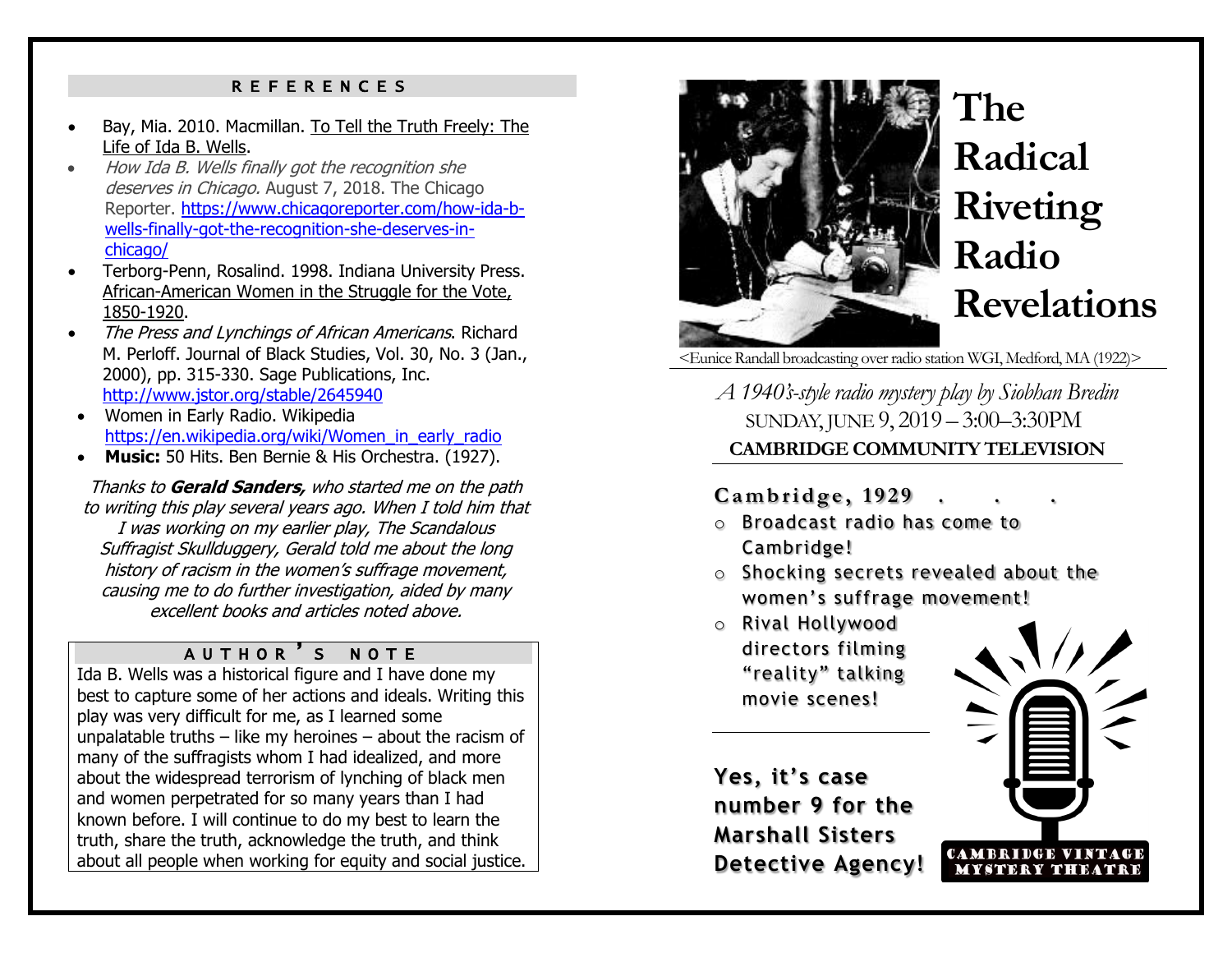## REFERENCES

- Bay, Mia. 2010. Macmillan. To Tell the Truth Freely: The Life of Ida B. Wells.
- *How Ida B. Wells finally got the recognition she deserves in Chicago.* August 7, 2018. The Chicago Reporter. https://www.chicagoreporter.com/how-ida-b-wells-finally-got-the-recognition-she-deserves-in-chicago/
- Terborg-Penn, Rosalind. 1998. Indiana University Press. African-American Women in the Struggle for the Vote, 1850-1920.
- *The Press and Lynchings of African Americans*. Richard M. Perloff. Journal of Black Studies, Vol. 30, No. 3 (Jan., 2000), pp. 315-330. Sage Publications, Inc. http://www.jstor.org/stable/2645940
- Women in Early Radio. Wikipedia https://en.wikipedia.org/wiki/Women_in_early_radio
- **Music:** 50 Hits. Ben Bernie & His Orchestra. (1927).

*Thanks to **Gerald Sanders,** who started me on the path to writing this play several years ago. When I told him that I was working on my earlier play, The Scandalous Suffragist Skullduggery, Gerald told me about the long history of racism in the women's suffrage movement, causing me to do further investigation, aided by many excellent books and articles noted above.*

## AUTHOR'S NOTE

Ida B. Wells was a historical figure and I have done my best to capture some of her actions and ideals. Writing this play was very difficult for me, as I learned some unpalatable truths – like my heroines – about the racism of many of the suffragists whom I had idealized, and more about the widespread terrorism of lynching of black men and women perpetrated for so many years than I had known before. I will continue to do my best to learn the truth, share the truth, acknowledge the truth, and think about all people when working for equity and social justice.

# The Radical Riveting Radio Revelations

<Eunice Randall broadcasting over radio station WGI, Medford, MA (1922)>

*A 1940's-style radio mystery play by Siobhan Bredin*

SUNDAY, JUNE 9, 2019 – 3:00–3:30PM

**CAMBRIDGE COMMUNITY TELEVISION**

**Cambridge, 1929 . . .**

- Broadcast radio has come to Cambridge!
- Shocking secrets revealed about the women's suffrage movement!
- Rival Hollywood directors filming "reality" talking movie scenes!

**Yes, it's case number 9 for the Marshall Sisters Detective Agency!**

CAMBRIDGE VINTAGE MYSTERY THEATRE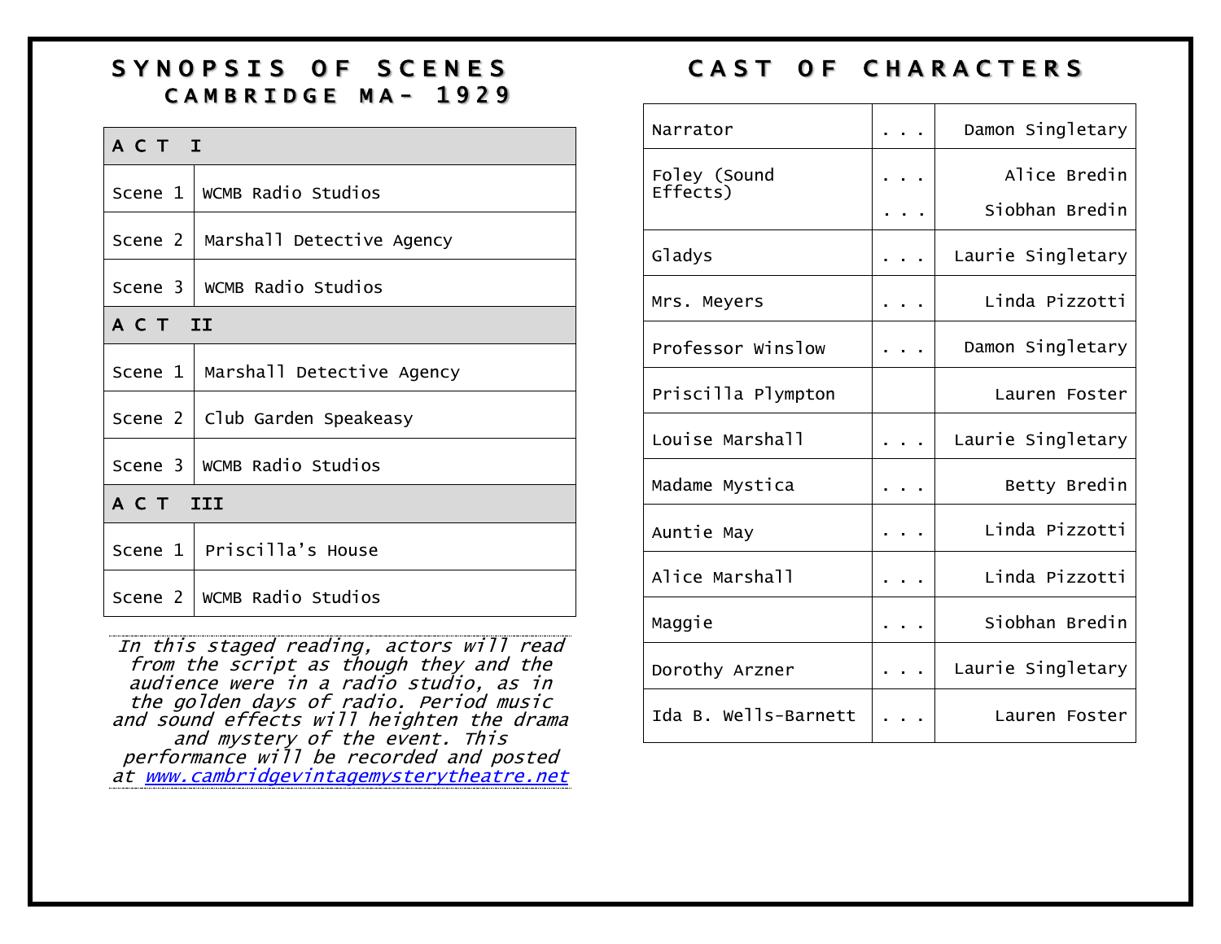## SYNOPSIS OF SCENES
### CAMBRIDGE MA– 1929

| | |
|---|---|
| **ACT I** | |
| Scene 1 | WCMB Radio Studios |
| Scene 2 | Marshall Detective Agency |
| Scene 3 | WCMB Radio Studios |
| **ACT II** | |
| Scene 1 | Marshall Detective Agency |
| Scene 2 | Club Garden Speakeasy |
| Scene 3 | WCMB Radio Studios |
| **ACT III** | |
| Scene 1 | Priscilla's House |
| Scene 2 | WCMB Radio Studios |

*In this staged reading, actors will read from the script as though they and the audience were in a radio studio, as in the golden days of radio. Period music and sound effects will heighten the drama and mystery of the event. This performance will be recorded and posted at [www.cambridgevintagemysterytheatre.net](http://www.cambridgevintagemysterytheatre.net)*

## CAST OF CHARACTERS

| | | |
|---|---|---|
| Narrator | . . . | Damon Singletary |
| Foley (Sound Effects) | . . .<br>. . . | Alice Bredin<br>Siobhan Bredin |
| Gladys | . . . | Laurie Singletary |
| Mrs. Meyers | . . . | Linda Pizzotti |
| Professor Winslow | . . . | Damon Singletary |
| Priscilla Plympton | | Lauren Foster |
| Louise Marshall | . . . | Laurie Singletary |
| Madame Mystica | . . . | Betty Bredin |
| Auntie May | . . . | Linda Pizzotti |
| Alice Marshall | . . . | Linda Pizzotti |
| Maggie | . . . | Siobhan Bredin |
| Dorothy Arzner | . . . | Laurie Singletary |
| Ida B. Wells-Barnett | . . . | Lauren Foster |